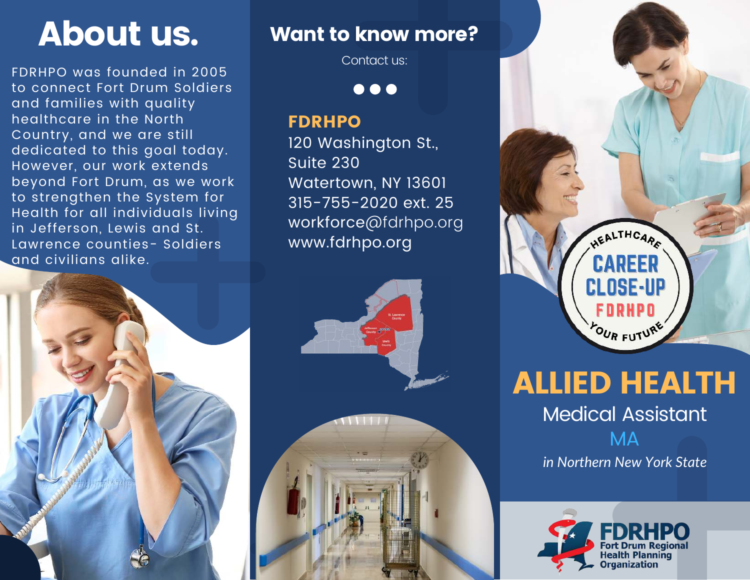# About us.

FDRHPO was founded in 2005 to connect Fort Drum Soldiers and families with quality healthcare in the North Country, and we are still dedicated to this goal today. However, our work extends beyond Fort Drum, as we work to strengthen the System for Health for all individuals living in Jefferson, Lewis and St. Lawrence counties- Soldiers and civilians alike.

## Want to know more?

Contact us:

**FDRHPO**
120 Washington St.,
Suite 230
Watertown, NY 13601
315-755-2020 ext. 25
workforce@fdrhpo.org
www.fdrhpo.org

HEALTHCARE CAREER CLOSE-UP FDRHPO YOUR FUTURE

# ALLIED HEALTH

## Medical Assistant

## MA

*in Northern New York State*

FDRHPO
Fort Drum Regional Health Planning Organization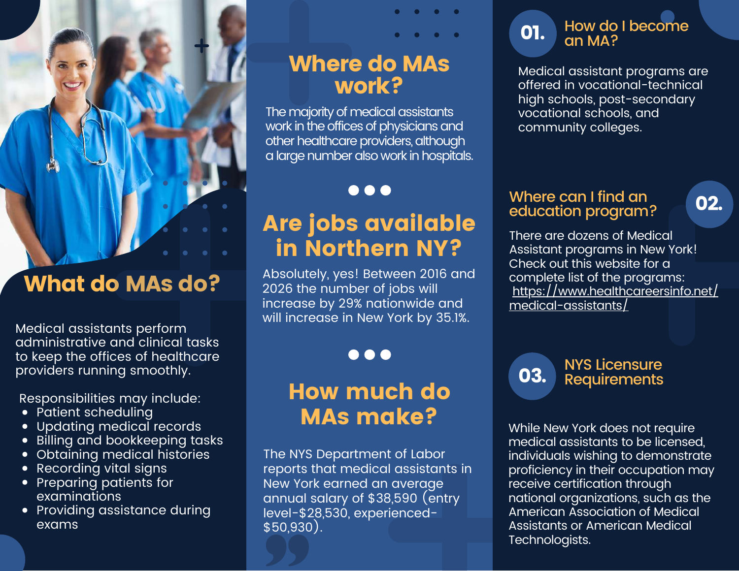## What do MAs do?

Medical assistants perform administrative and clinical tasks to keep the offices of healthcare providers running smoothly.

Responsibilities may include:

- Patient scheduling
- Updating medical records
- Billing and bookkeeping tasks
- Obtaining medical histories
- Recording vital signs
- Preparing patients for examinations
- Providing assistance during exams

## Where do MAs work?

The majority of medical assistants work in the offices of physicians and other healthcare providers, although a large number also work in hospitals.

## Are jobs available in Northern NY?

Absolutely, yes! Between 2016 and 2026 the number of jobs will increase by 29% nationwide and will increase in New York by 35.1%.

## How much do MAs make?

The NYS Department of Labor reports that medical assistants in New York earned an average annual salary of $38,590 (entry level-$28,530, experienced-$50,930).

### 01. How do I become an MA?

Medical assistant programs are offered in vocational-technical high schools, post-secondary vocational schools, and community colleges.

### 02. Where can I find an education program?

There are dozens of Medical Assistant programs in New York! Check out this website for a complete list of the programs: https://www.healthcareersinfo.net/medical-assistants/

### 03. NYS Licensure Requirements

While New York does not require medical assistants to be licensed, individuals wishing to demonstrate proficiency in their occupation may receive certification through national organizations, such as the American Association of Medical Assistants or American Medical Technologists.